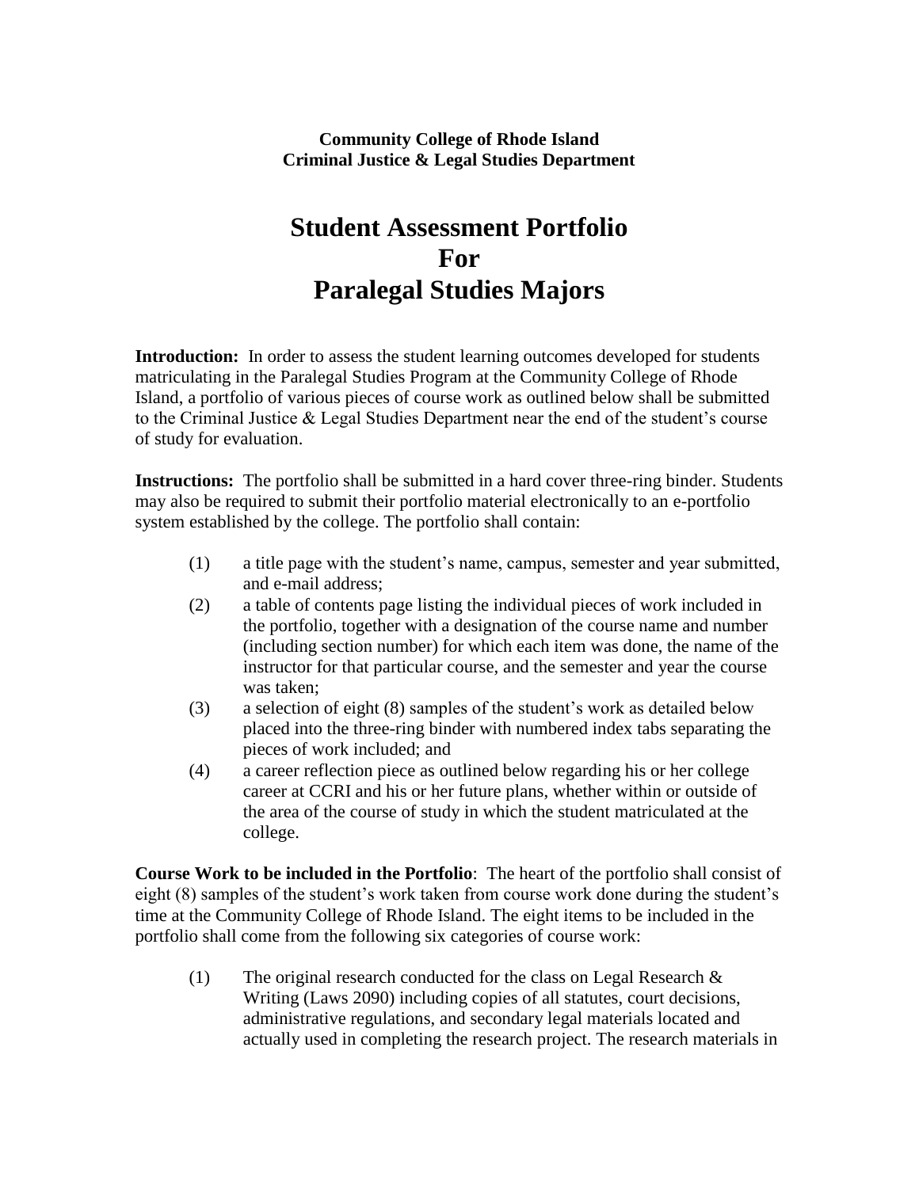**Community College of Rhode Island**
**Criminal Justice & Legal Studies Department**

# Student Assessment Portfolio For Paralegal Studies Majors

**Introduction:** In order to assess the student learning outcomes developed for students matriculating in the Paralegal Studies Program at the Community College of Rhode Island, a portfolio of various pieces of course work as outlined below shall be submitted to the Criminal Justice & Legal Studies Department near the end of the student's course of study for evaluation.

**Instructions:** The portfolio shall be submitted in a hard cover three-ring binder. Students may also be required to submit their portfolio material electronically to an e-portfolio system established by the college. The portfolio shall contain:

(1) a title page with the student's name, campus, semester and year submitted, and e-mail address;

(2) a table of contents page listing the individual pieces of work included in the portfolio, together with a designation of the course name and number (including section number) for which each item was done, the name of the instructor for that particular course, and the semester and year the course was taken;

(3) a selection of eight (8) samples of the student's work as detailed below placed into the three-ring binder with numbered index tabs separating the pieces of work included; and

(4) a career reflection piece as outlined below regarding his or her college career at CCRI and his or her future plans, whether within or outside of the area of the course of study in which the student matriculated at the college.

**Course Work to be included in the Portfolio**: The heart of the portfolio shall consist of eight (8) samples of the student's work taken from course work done during the student's time at the Community College of Rhode Island. The eight items to be included in the portfolio shall come from the following six categories of course work:

(1) The original research conducted for the class on Legal Research & Writing (Laws 2090) including copies of all statutes, court decisions, administrative regulations, and secondary legal materials located and actually used in completing the research project. The research materials in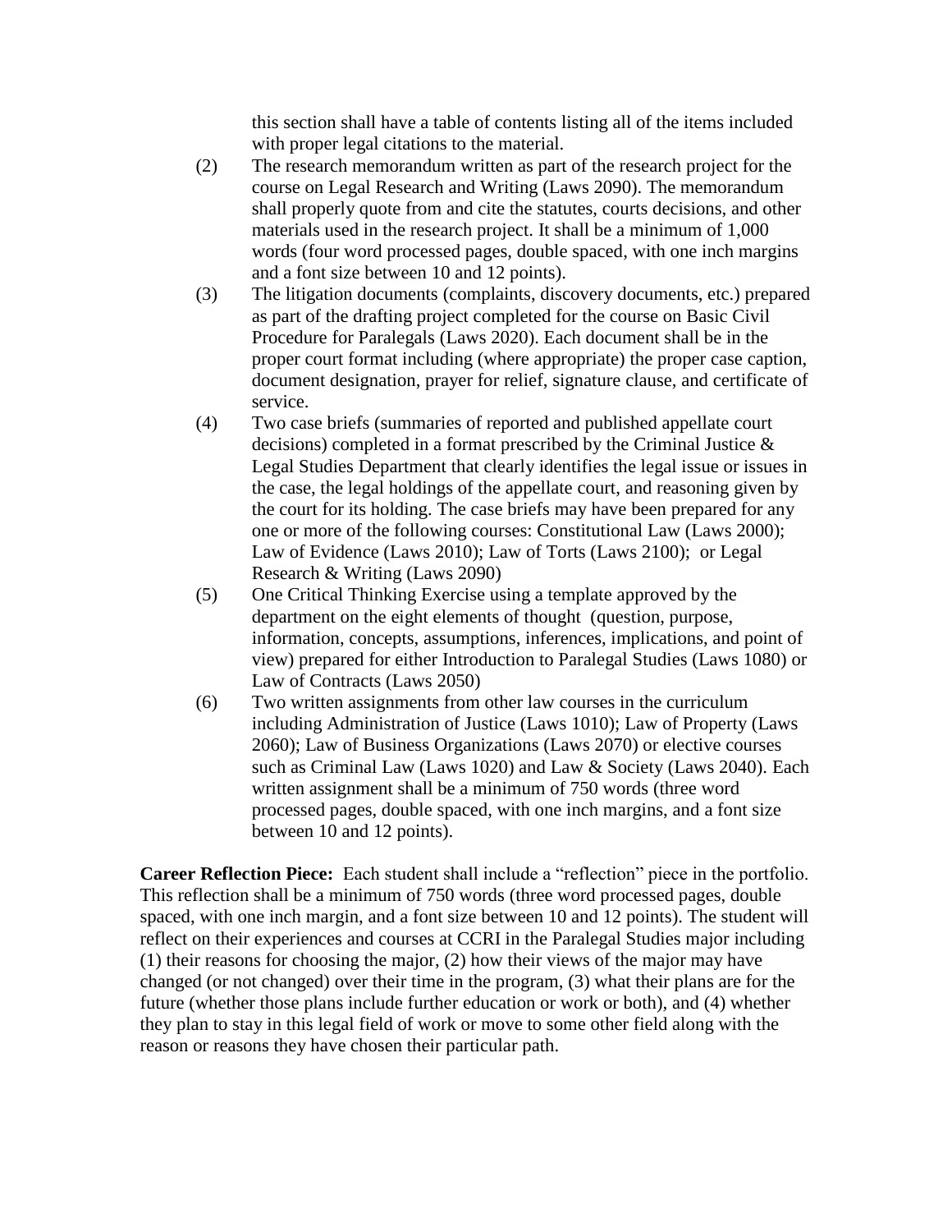this section shall have a table of contents listing all of the items included with proper legal citations to the material.

(2) The research memorandum written as part of the research project for the course on Legal Research and Writing (Laws 2090). The memorandum shall properly quote from and cite the statutes, courts decisions, and other materials used in the research project. It shall be a minimum of 1,000 words (four word processed pages, double spaced, with one inch margins and a font size between 10 and 12 points).

(3) The litigation documents (complaints, discovery documents, etc.) prepared as part of the drafting project completed for the course on Basic Civil Procedure for Paralegals (Laws 2020). Each document shall be in the proper court format including (where appropriate) the proper case caption, document designation, prayer for relief, signature clause, and certificate of service.

(4) Two case briefs (summaries of reported and published appellate court decisions) completed in a format prescribed by the Criminal Justice & Legal Studies Department that clearly identifies the legal issue or issues in the case, the legal holdings of the appellate court, and reasoning given by the court for its holding. The case briefs may have been prepared for any one or more of the following courses: Constitutional Law (Laws 2000); Law of Evidence (Laws 2010); Law of Torts (Laws 2100); or Legal Research & Writing (Laws 2090)

(5) One Critical Thinking Exercise using a template approved by the department on the eight elements of thought (question, purpose, information, concepts, assumptions, inferences, implications, and point of view) prepared for either Introduction to Paralegal Studies (Laws 1080) or Law of Contracts (Laws 2050)

(6) Two written assignments from other law courses in the curriculum including Administration of Justice (Laws 1010); Law of Property (Laws 2060); Law of Business Organizations (Laws 2070) or elective courses such as Criminal Law (Laws 1020) and Law & Society (Laws 2040). Each written assignment shall be a minimum of 750 words (three word processed pages, double spaced, with one inch margins, and a font size between 10 and 12 points).

**Career Reflection Piece:** Each student shall include a "reflection" piece in the portfolio. This reflection shall be a minimum of 750 words (three word processed pages, double spaced, with one inch margin, and a font size between 10 and 12 points). The student will reflect on their experiences and courses at CCRI in the Paralegal Studies major including (1) their reasons for choosing the major, (2) how their views of the major may have changed (or not changed) over their time in the program, (3) what their plans are for the future (whether those plans include further education or work or both), and (4) whether they plan to stay in this legal field of work or move to some other field along with the reason or reasons they have chosen their particular path.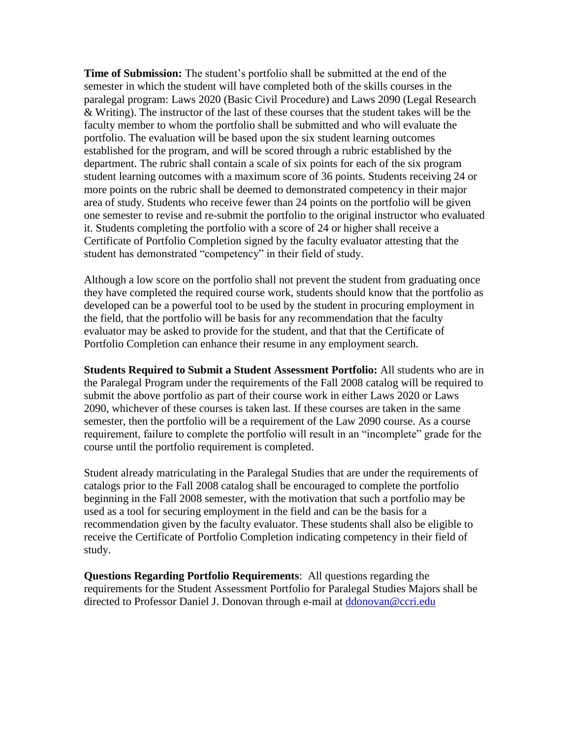**Time of Submission:** The student's portfolio shall be submitted at the end of the semester in which the student will have completed both of the skills courses in the paralegal program: Laws 2020 (Basic Civil Procedure) and Laws 2090 (Legal Research & Writing). The instructor of the last of these courses that the student takes will be the faculty member to whom the portfolio shall be submitted and who will evaluate the portfolio. The evaluation will be based upon the six student learning outcomes established for the program, and will be scored through a rubric established by the department. The rubric shall contain a scale of six points for each of the six program student learning outcomes with a maximum score of 36 points. Students receiving 24 or more points on the rubric shall be deemed to demonstrated competency in their major area of study. Students who receive fewer than 24 points on the portfolio will be given one semester to revise and re-submit the portfolio to the original instructor who evaluated it. Students completing the portfolio with a score of 24 or higher shall receive a Certificate of Portfolio Completion signed by the faculty evaluator attesting that the student has demonstrated "competency" in their field of study.

Although a low score on the portfolio shall not prevent the student from graduating once they have completed the required course work, students should know that the portfolio as developed can be a powerful tool to be used by the student in procuring employment in the field, that the portfolio will be basis for any recommendation that the faculty evaluator may be asked to provide for the student, and that that the Certificate of Portfolio Completion can enhance their resume in any employment search.

**Students Required to Submit a Student Assessment Portfolio:** All students who are in the Paralegal Program under the requirements of the Fall 2008 catalog will be required to submit the above portfolio as part of their course work in either Laws 2020 or Laws 2090, whichever of these courses is taken last. If these courses are taken in the same semester, then the portfolio will be a requirement of the Law 2090 course. As a course requirement, failure to complete the portfolio will result in an "incomplete" grade for the course until the portfolio requirement is completed.

Student already matriculating in the Paralegal Studies that are under the requirements of catalogs prior to the Fall 2008 catalog shall be encouraged to complete the portfolio beginning in the Fall 2008 semester, with the motivation that such a portfolio may be used as a tool for securing employment in the field and can be the basis for a recommendation given by the faculty evaluator. These students shall also be eligible to receive the Certificate of Portfolio Completion indicating competency in their field of study.

**Questions Regarding Portfolio Requirements**: All questions regarding the requirements for the Student Assessment Portfolio for Paralegal Studies Majors shall be directed to Professor Daniel J. Donovan through e-mail at [ddonovan@ccri.edu](mailto:ddonovan@ccri.edu)